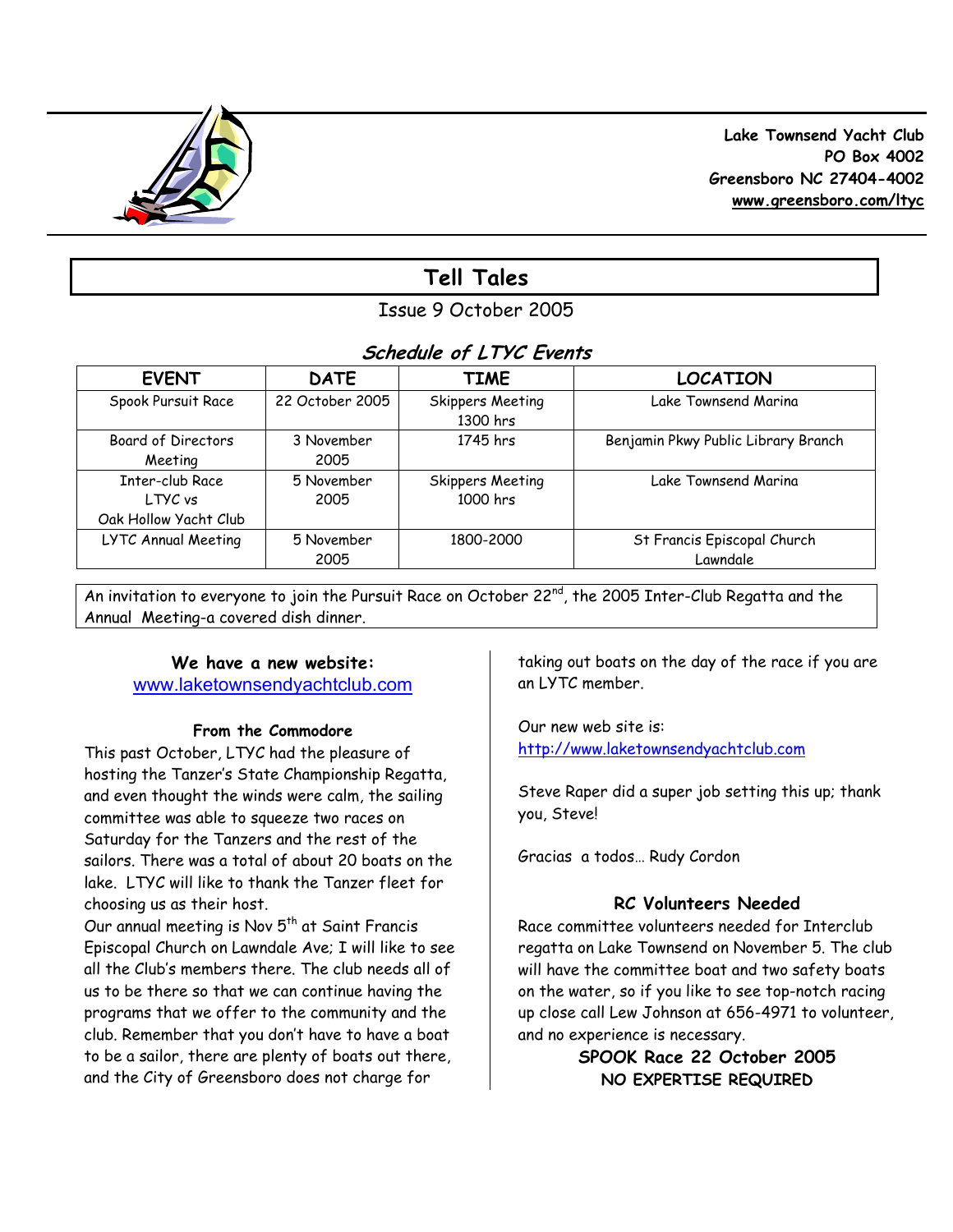**Lake Townsend Yacht Club**
**PO Box 4002**
**Greensboro NC 27404-4002**
**www.greensboro.com/ltyc**

# Tell Tales

Issue 9 October 2005

## *Schedule of LTYC Events*

| EVENT | DATE | TIME | LOCATION |
|---|---|---|---|
| Spook Pursuit Race | 22 October 2005 | Skippers Meeting 1300 hrs | Lake Townsend Marina |
| Board of Directors Meeting | 3 November 2005 | 1745 hrs | Benjamin Pkwy Public Library Branch |
| Inter-club Race LTYC vs Oak Hollow Yacht Club | 5 November 2005 | Skippers Meeting 1000 hrs | Lake Townsend Marina |
| LYTC Annual Meeting | 5 November 2005 | 1800-2000 | St Francis Episcopal Church Lawndale |

An invitation to everyone to join the Pursuit Race on October 22nd, the 2005 Inter-Club Regatta and the Annual Meeting-a covered dish dinner.

**We have a new website:**
www.laketownsendyachtclub.com

### From the Commodore

This past October, LTYC had the pleasure of hosting the Tanzer's State Championship Regatta, and even thought the winds were calm, the sailing committee was able to squeeze two races on Saturday for the Tanzers and the rest of the sailors. There was a total of about 20 boats on the lake. LTYC will like to thank the Tanzer fleet for choosing us as their host.
Our annual meeting is Nov 5th at Saint Francis Episcopal Church on Lawndale Ave; I will like to see all the Club's members there. The club needs all of us to be there so that we can continue having the programs that we offer to the community and the club. Remember that you don't have to have a boat to be a sailor, there are plenty of boats out there, and the City of Greensboro does not charge for taking out boats on the day of the race if you are an LYTC member.

Our new web site is:
http://www.laketownsendyachtclub.com

Steve Raper did a super job setting this up; thank you, Steve!

Gracias a todos… Rudy Cordon

### RC Volunteers Needed

Race committee volunteers needed for Interclub regatta on Lake Townsend on November 5. The club will have the committee boat and two safety boats on the water, so if you like to see top-notch racing up close call Lew Johnson at 656-4971 to volunteer, and no experience is necessary.

**SPOOK Race 22 October 2005**
**NO EXPERTISE REQUIRED**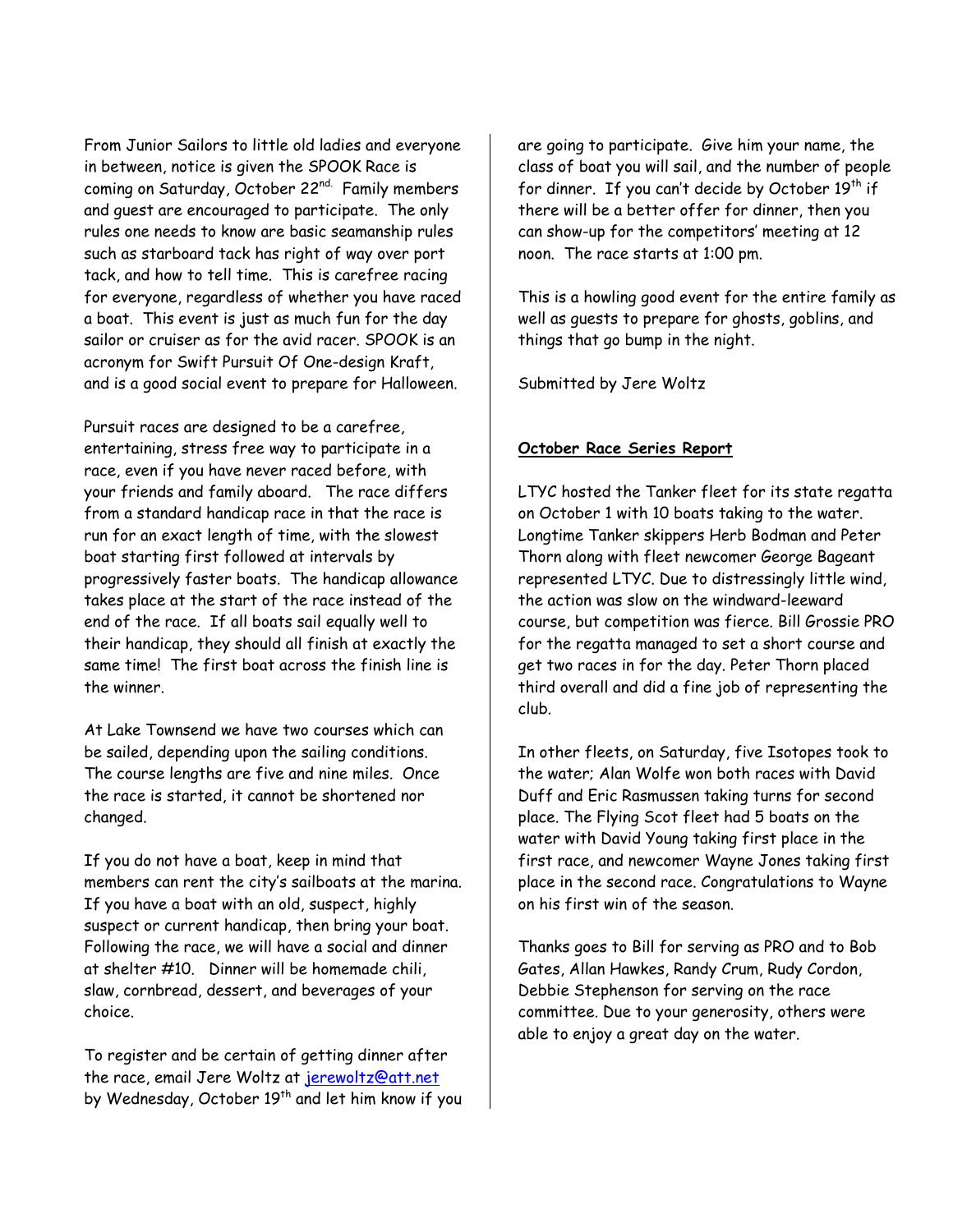From Junior Sailors to little old ladies and everyone in between, notice is given the SPOOK Race is coming on Saturday, October 22nd. Family members and guest are encouraged to participate. The only rules one needs to know are basic seamanship rules such as starboard tack has right of way over port tack, and how to tell time. This is carefree racing for everyone, regardless of whether you have raced a boat. This event is just as much fun for the day sailor or cruiser as for the avid racer. SPOOK is an acronym for Swift Pursuit Of One-design Kraft, and is a good social event to prepare for Halloween.

Pursuit races are designed to be a carefree, entertaining, stress free way to participate in a race, even if you have never raced before, with your friends and family aboard. The race differs from a standard handicap race in that the race is run for an exact length of time, with the slowest boat starting first followed at intervals by progressively faster boats. The handicap allowance takes place at the start of the race instead of the end of the race. If all boats sail equally well to their handicap, they should all finish at exactly the same time! The first boat across the finish line is the winner.

At Lake Townsend we have two courses which can be sailed, depending upon the sailing conditions. The course lengths are five and nine miles. Once the race is started, it cannot be shortened nor changed.

If you do not have a boat, keep in mind that members can rent the city's sailboats at the marina. If you have a boat with an old, suspect, highly suspect or current handicap, then bring your boat. Following the race, we will have a social and dinner at shelter #10. Dinner will be homemade chili, slaw, cornbread, dessert, and beverages of your choice.

To register and be certain of getting dinner after the race, email Jere Woltz at [jerewoltz@att.net](mailto:jerewoltz@att.net) by Wednesday, October 19th and let him know if you are going to participate. Give him your name, the class of boat you will sail, and the number of people for dinner. If you can't decide by October 19th if there will be a better offer for dinner, then you can show-up for the competitors' meeting at 12 noon. The race starts at 1:00 pm.

This is a howling good event for the entire family as well as guests to prepare for ghosts, goblins, and things that go bump in the night.

Submitted by Jere Woltz

**October Race Series Report**

LTYC hosted the Tanker fleet for its state regatta on October 1 with 10 boats taking to the water. Longtime Tanker skippers Herb Bodman and Peter Thorn along with fleet newcomer George Bageant represented LTYC. Due to distressingly little wind, the action was slow on the windward-leeward course, but competition was fierce. Bill Grossie PRO for the regatta managed to set a short course and get two races in for the day. Peter Thorn placed third overall and did a fine job of representing the club.

In other fleets, on Saturday, five Isotopes took to the water; Alan Wolfe won both races with David Duff and Eric Rasmussen taking turns for second place. The Flying Scot fleet had 5 boats on the water with David Young taking first place in the first race, and newcomer Wayne Jones taking first place in the second race. Congratulations to Wayne on his first win of the season.

Thanks goes to Bill for serving as PRO and to Bob Gates, Allan Hawkes, Randy Crum, Rudy Cordon, Debbie Stephenson for serving on the race committee. Due to your generosity, others were able to enjoy a great day on the water.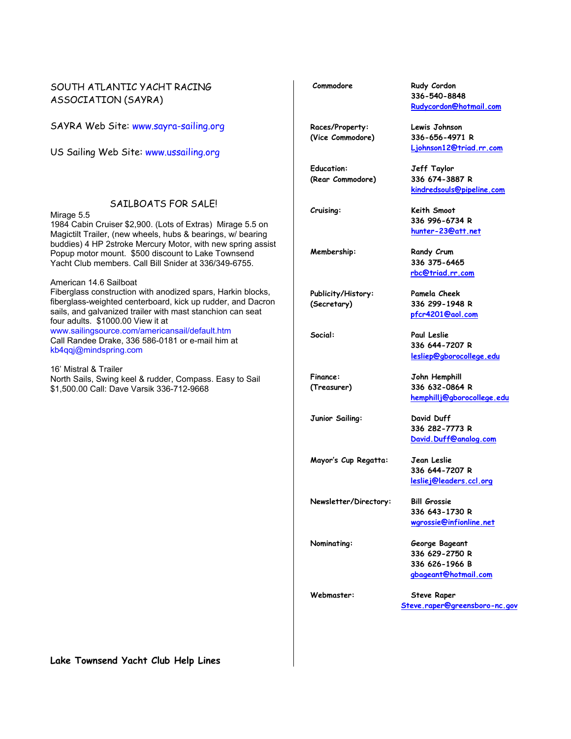SOUTH ATLANTIC YACHT RACING ASSOCIATION (SAYRA)

SAYRA Web Site: www.sayra-sailing.org

US Sailing Web Site: www.ussailing.org

## SAILBOATS FOR SALE!

Mirage 5.5
1984 Cabin Cruiser $2,900. (Lots of Extras) Mirage 5.5 on Magictilt Trailer, (new wheels, hubs & bearings, w/ bearing buddies) 4 HP 2stroke Mercury Motor, with new spring assist Popup motor mount. $500 discount to Lake Townsend Yacht Club members. Call Bill Snider at 336/349-6755.

American 14.6 Sailboat
Fiberglass construction with anodized spars, Harkin blocks, fiberglass-weighted centerboard, kick up rudder, and Dacron sails, and galvanized trailer with mast stanchion can seat four adults. $1000.00 View it at
www.sailingsource.com/americansail/default.htm
Call Randee Drake, 336 586-0181 or e-mail him at
kb4qqj@mindspring.com

16' Mistral & Trailer
North Sails, Swing keel & rudder, Compass. Easy to Sail
$1,500.00 Call: Dave Varsik 336-712-9668

**Lake Townsend Yacht Club Help Lines**

| | |
|---|---|
| Commodore | Rudy Cordon<br>336-540-8848<br>Rudycordon@hotmail.com |
| Races/Property:<br>(Vice Commodore) | Lewis Johnson<br>336-656-4971 R<br>Ljohnson12@triad.rr.com |
| Education:<br>(Rear Commodore) | Jeff Taylor<br>336 674-3887 R<br>kindredsouls@pipeline.com |
| Cruising: | Keith Smoot<br>336 996-6734 R<br>hunter-23@att.net |
| Membership: | Randy Crum<br>336 375-6465<br>rbc@triad.rr.com |
| Publicity/History:<br>(Secretary) | Pamela Cheek<br>336 299-1948 R<br>pfcr4201@aol.com |
| Social: | Paul Leslie<br>336 644-7207 R<br>lesliep@gborocollege.edu |
| Finance:<br>(Treasurer) | John Hemphill<br>336 632-0864 R<br>hemphillj@gborocollege.edu |
| Junior Sailing: | David Duff<br>336 282-7773 R<br>David.Duff@analog.com |
| Mayor's Cup Regatta: | Jean Leslie<br>336 644-7207 R<br>lesliej@leaders.ccl.org |
| Newsletter/Directory: | Bill Grossie<br>336 643-1730 R<br>wgrossie@infionline.net |
| Nominating: | George Bageant<br>336 629-2750 R<br>336 626-1966 B<br>gbageant@hotmail.com |
| Webmaster: | Steve Raper<br>Steve.raper@greensboro-nc.gov |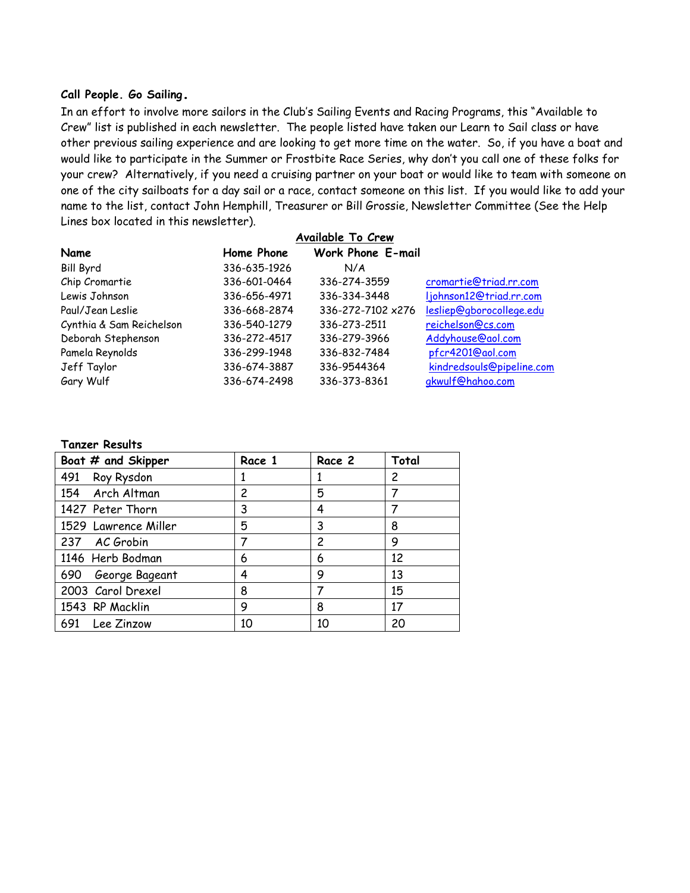**Call People. Go Sailing.**

In an effort to involve more sailors in the Club's Sailing Events and Racing Programs, this "Available to Crew" list is published in each newsletter. The people listed have taken our Learn to Sail class or have other previous sailing experience and are looking to get more time on the water. So, if you have a boat and would like to participate in the Summer or Frostbite Race Series, why don't you call one of these folks for your crew? Alternatively, if you need a cruising partner on your boat or would like to team with someone on one of the city sailboats for a day sail or a race, contact someone on this list. If you would like to add your name to the list, contact John Hemphill, Treasurer or Bill Grossie, Newsletter Committee (See the Help Lines box located in this newsletter).

**Available To Crew**

| Name | Home Phone | Work Phone | E-mail |
|---|---|---|---|
| Bill Byrd | 336-635-1926 | N/A | |
| Chip Cromartie | 336-601-0464 | 336-274-3559 | cromartie@triad.rr.com |
| Lewis Johnson | 336-656-4971 | 336-334-3448 | ljohnson12@triad.rr.com |
| Paul/Jean Leslie | 336-668-2874 | 336-272-7102 x276 | lesliep@gborocollege.edu |
| Cynthia & Sam Reichelson | 336-540-1279 | 336-273-2511 | reichelson@cs.com |
| Deborah Stephenson | 336-272-4517 | 336-279-3966 | Addyhouse@aol.com |
| Pamela Reynolds | 336-299-1948 | 336-832-7484 | pfcr4201@aol.com |
| Jeff Taylor | 336-674-3887 | 336-9544364 | kindredsouls@pipeline.com |
| Gary Wulf | 336-674-2498 | 336-373-8361 | gkwulf@hahoo.com |

**Tanzer Results**

| Boat # and Skipper | Race 1 | Race 2 | Total |
|---|---|---|---|
| 491 Roy Rysdon | 1 | 1 | 2 |
| 154 Arch Altman | 2 | 5 | 7 |
| 1427 Peter Thorn | 3 | 4 | 7 |
| 1529 Lawrence Miller | 5 | 3 | 8 |
| 237 AC Grobin | 7 | 2 | 9 |
| 1146 Herb Bodman | 6 | 6 | 12 |
| 690 George Bageant | 4 | 9 | 13 |
| 2003 Carol Drexel | 8 | 7 | 15 |
| 1543 RP Macklin | 9 | 8 | 17 |
| 691 Lee Zinzow | 10 | 10 | 20 |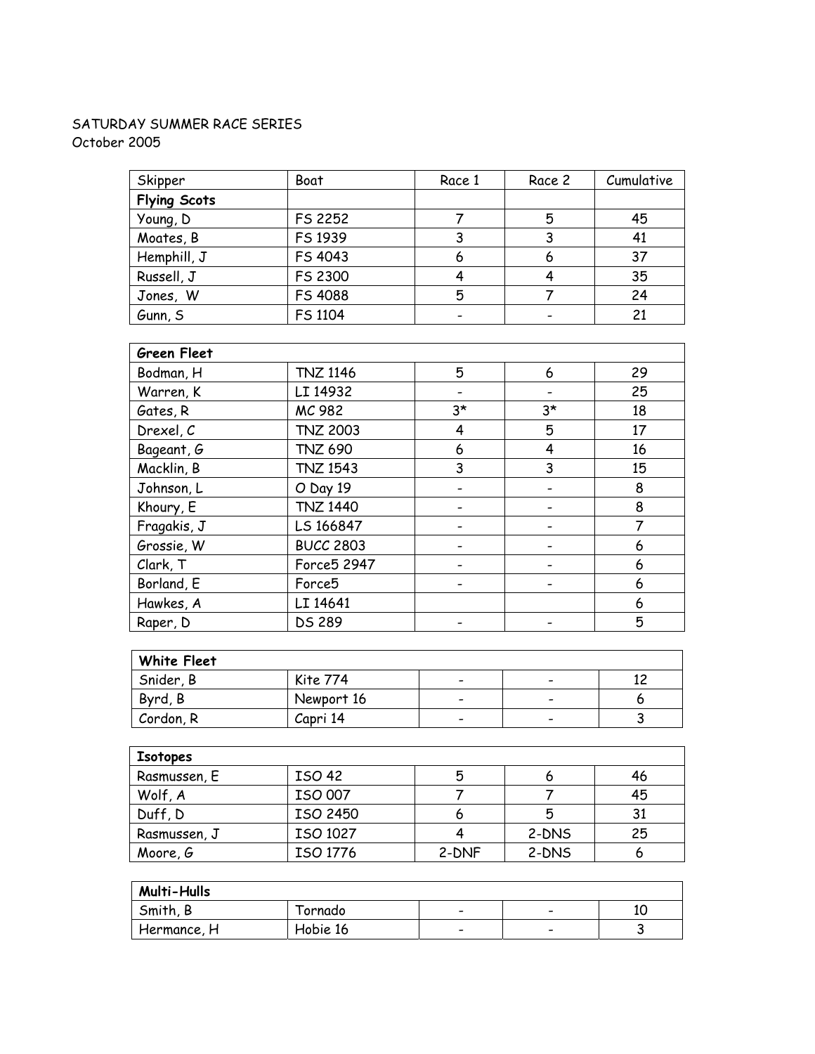SATURDAY SUMMER RACE SERIES
October 2005

| Skipper | Boat | Race 1 | Race 2 | Cumulative |
|---|---|---|---|---|
| **Flying Scots** | | | | |
| Young, D | FS 2252 | 7 | 5 | 45 |
| Moates, B | FS 1939 | 3 | 3 | 41 |
| Hemphill, J | FS 4043 | 6 | 6 | 37 |
| Russell, J | FS 2300 | 4 | 4 | 35 |
| Jones, W | FS 4088 | 5 | 7 | 24 |
| Gunn, S | FS 1104 | - | - | 21 |

| **Green Fleet** | | | | |
|---|---|---|---|---|
| Bodman, H | TNZ 1146 | 5 | 6 | 29 |
| Warren, K | LI 14932 | - | - | 25 |
| Gates, R | MC 982 | 3* | 3* | 18 |
| Drexel, C | TNZ 2003 | 4 | 5 | 17 |
| Bageant, G | TNZ 690 | 6 | 4 | 16 |
| Macklin, B | TNZ 1543 | 3 | 3 | 15 |
| Johnson, L | O Day 19 | - | - | 8 |
| Khoury, E | TNZ 1440 | - | - | 8 |
| Fragakis, J | LS 166847 | - | - | 7 |
| Grossie, W | BUCC 2803 | - | - | 6 |
| Clark, T | Force5 2947 | - | - | 6 |
| Borland, E | Force5 | - | - | 6 |
| Hawkes, A | LI 14641 | | | 6 |
| Raper, D | DS 289 | - | - | 5 |

| **White Fleet** | | | | |
|---|---|---|---|---|
| Snider, B | Kite 774 | - | - | 12 |
| Byrd, B | Newport 16 | - | - | 6 |
| Cordon, R | Capri 14 | - | - | 3 |

| **Isotopes** | | | | |
|---|---|---|---|---|
| Rasmussen, E | ISO 42 | 5 | 6 | 46 |
| Wolf, A | ISO 007 | 7 | 7 | 45 |
| Duff, D | ISO 2450 | 6 | 5 | 31 |
| Rasmussen, J | ISO 1027 | 4 | 2-DNS | 25 |
| Moore, G | ISO 1776 | 2-DNF | 2-DNS | 6 |

| **Multi-Hulls** | | | | |
|---|---|---|---|---|
| Smith, B | Tornado | - | - | 10 |
| Hermance, H | Hobie 16 | - | - | 3 |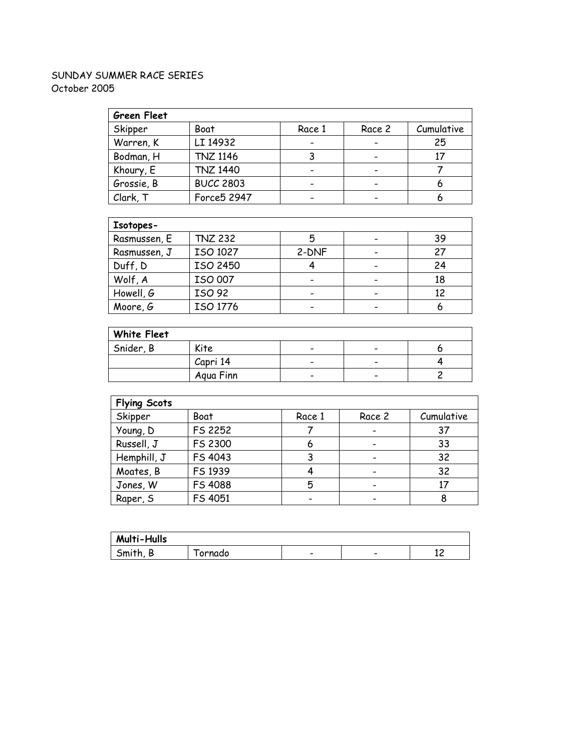SUNDAY SUMMER RACE SERIES
October 2005

| **Green Fleet** | | | | |
|---|---|---|---|---|
| Skipper | Boat | Race 1 | Race 2 | Cumulative |
| Warren, K | LI 14932 | - | - | 25 |
| Bodman, H | TNZ 1146 | 3 | - | 17 |
| Khoury, E | TNZ 1440 | - | - | 7 |
| Grossie, B | BUCC 2803 | - | - | 6 |
| Clark, T | Force5 2947 | - | - | 6 |

| **Isotopes-** | | | | |
|---|---|---|---|---|
| Rasmussen, E | TNZ 232 | 5 | - | 39 |
| Rasmussen, J | ISO 1027 | 2-DNF | - | 27 |
| Duff, D | ISO 2450 | 4 | - | 24 |
| Wolf, A | ISO 007 | - | - | 18 |
| Howell, G | ISO 92 | - | - | 12 |
| Moore, G | ISO 1776 | - | - | 6 |

| **White Fleet** | | | | |
|---|---|---|---|---|
| Snider, B | Kite | - | - | 6 |
| | Capri 14 | - | - | 4 |
| | Aqua Finn | - | - | 2 |

| **Flying Scots** | | | | |
|---|---|---|---|---|
| Skipper | Boat | Race 1 | Race 2 | Cumulative |
| Young, D | FS 2252 | 7 | - | 37 |
| Russell, J | FS 2300 | 6 | - | 33 |
| Hemphill, J | FS 4043 | 3 | - | 32 |
| Moates, B | FS 1939 | 4 | - | 32 |
| Jones, W | FS 4088 | 5 | - | 17 |
| Raper, S | FS 4051 | - | - | 8 |

| **Multi-Hulls** | | | | |
|---|---|---|---|---|
| Smith, B | Tornado | - | - | 12 |